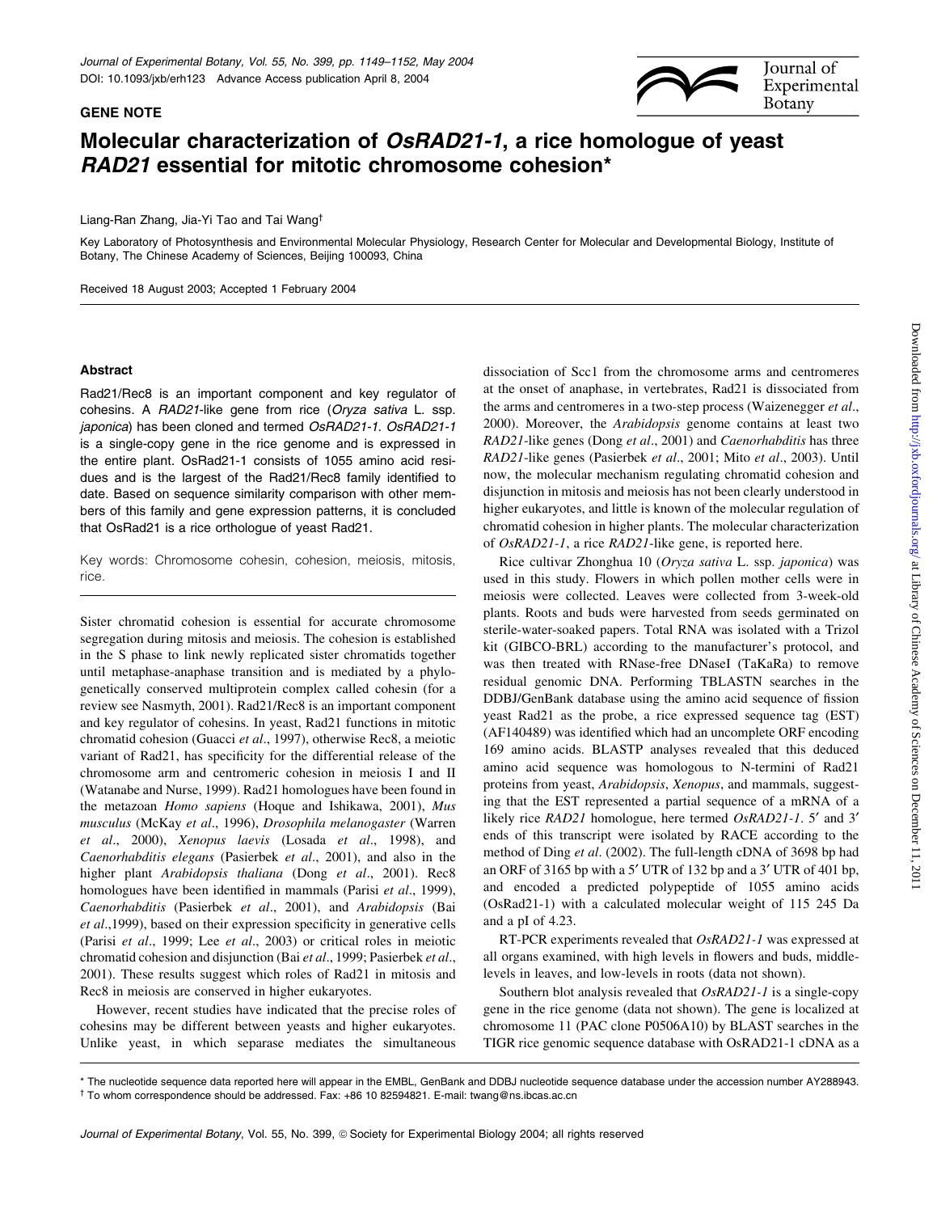GENE NOTE

# Molecular characterization of *OsRAD21-1*, a rice homologue of yeast *RAD21* essential for mitotic chromosome cohesion*

Liang-Ran Zhang, Jia-Yi Tao and Tai Wang†

Key Laboratory of Photosynthesis and Environmental Molecular Physiology, Research Center for Molecular and Developmental Biology, Institute of Botany, The Chinese Academy of Sciences, Beijing 100093, China

Received 18 August 2003; Accepted 1 February 2004

## Abstract

Rad21/Rec8 is an important component and key regulator of cohesins. A *RAD21*-like gene from rice (*Oryza sativa* L. ssp. *japonica*) has been cloned and termed *OsRAD21-1*. *OsRAD21-1* is a single-copy gene in the rice genome and is expressed in the entire plant. OsRad21-1 consists of 1055 amino acid residues and is the largest of the Rad21/Rec8 family identified to date. Based on sequence similarity comparison with other members of this family and gene expression patterns, it is concluded that OsRad21 is a rice orthologue of yeast Rad21.

Key words: Chromosome cohesin, cohesion, meiosis, mitosis, rice.

Sister chromatid cohesion is essential for accurate chromosome segregation during mitosis and meiosis. The cohesion is established in the S phase to link newly replicated sister chromatids together until metaphase-anaphase transition and is mediated by a phylogenetically conserved multiprotein complex called cohesin (for a review see Nasmyth, 2001). Rad21/Rec8 is an important component and key regulator of cohesins. In yeast, Rad21 functions in mitotic chromatid cohesion (Guacci *et al*., 1997), otherwise Rec8, a meiotic variant of Rad21, has specificity for the differential release of the chromosome arm and centromeric cohesion in meiosis I and II (Watanabe and Nurse, 1999). Rad21 homologues have been found in the metazoan *Homo sapiens* (Hoque and Ishikawa, 2001), *Mus musculus* (McKay *et al*., 1996), *Drosophila melanogaster* (Warren *et al*., 2000), *Xenopus laevis* (Losada *et al*., 1998), and *Caenorhabditis elegans* (Pasierbek *et al*., 2001), and also in the higher plant *Arabidopsis thaliana* (Dong *et al*., 2001). Rec8 homologues have been identified in mammals (Parisi *et al*., 1999), *Caenorhabditis* (Pasierbek *et al*., 2001), and *Arabidopsis* (Bai *et al*.,1999), based on their expression specificity in generative cells (Parisi *et al*., 1999; Lee *et al*., 2003) or critical roles in meiotic chromatid cohesion and disjunction (Bai *et al*., 1999; Pasierbek *et al*., 2001). These results suggest which roles of Rad21 in mitosis and Rec8 in meiosis are conserved in higher eukaryotes.

However, recent studies have indicated that the precise roles of cohesins may be different between yeasts and higher eukaryotes. Unlike yeast, in which separase mediates the simultaneous dissociation of Scc1 from the chromosome arms and centromeres at the onset of anaphase, in vertebrates, Rad21 is dissociated from the arms and centromeres in a two-step process (Waizenegger *et al*., 2000). Moreover, the *Arabidopsis* genome contains at least two *RAD21*-like genes (Dong *et al*., 2001) and *Caenorhabditis* has three *RAD21*-like genes (Pasierbek *et al*., 2001; Mito *et al*., 2003). Until now, the molecular mechanism regulating chromatid cohesion and disjunction in mitosis and meiosis has not been clearly understood in higher eukaryotes, and little is known of the molecular regulation of chromatid cohesion in higher plants. The molecular characterization of *OsRAD21-1*, a rice *RAD21*-like gene, is reported here.

Rice cultivar Zhonghua 10 (*Oryza sativa* L. ssp. *japonica*) was used in this study. Flowers in which pollen mother cells were in meiosis were collected. Leaves were collected from 3-week-old plants. Roots and buds were harvested from seeds germinated on sterile-water-soaked papers. Total RNA was isolated with a Trizol kit (GIBCO-BRL) according to the manufacturer's protocol, and was then treated with RNase-free DNaseI (TaKaRa) to remove residual genomic DNA. Performing TBLASTN searches in the DDBJ/GenBank database using the amino acid sequence of fission yeast Rad21 as the probe, a rice expressed sequence tag (EST) (AF140489) was identified which had an uncomplete ORF encoding 169 amino acids. BLASTP analyses revealed that this deduced amino acid sequence was homologous to N-termini of Rad21 proteins from yeast, *Arabidopsis*, *Xenopus*, and mammals, suggesting that the EST represented a partial sequence of a mRNA of a likely rice *RAD21* homologue, here termed *OsRAD21-1*. 5′ and 3′ ends of this transcript were isolated by RACE according to the method of Ding *et al*. (2002). The full-length cDNA of 3698 bp had an ORF of 3165 bp with a 5′ UTR of 132 bp and a 3′ UTR of 401 bp, and encoded a predicted polypeptide of 1055 amino acids (OsRad21-1) with a calculated molecular weight of 115 245 Da and a pI of 4.23.

RT-PCR experiments revealed that *OsRAD21-1* was expressed at all organs examined, with high levels in flowers and buds, middle-levels in leaves, and low-levels in roots (data not shown).

Southern blot analysis revealed that *OsRAD21-1* is a single-copy gene in the rice genome (data not shown). The gene is localized at chromosome 11 (PAC clone P0506A10) by BLAST searches in the TIGR rice genomic sequence database with OsRAD21-1 cDNA as a

* The nucleotide sequence data reported here will appear in the EMBL, GenBank and DDBJ nucleotide sequence database under the accession number AY288943.
† To whom correspondence should be addressed. Fax: +86 10 82594821. E-mail: twang@ns.ibcas.ac.cn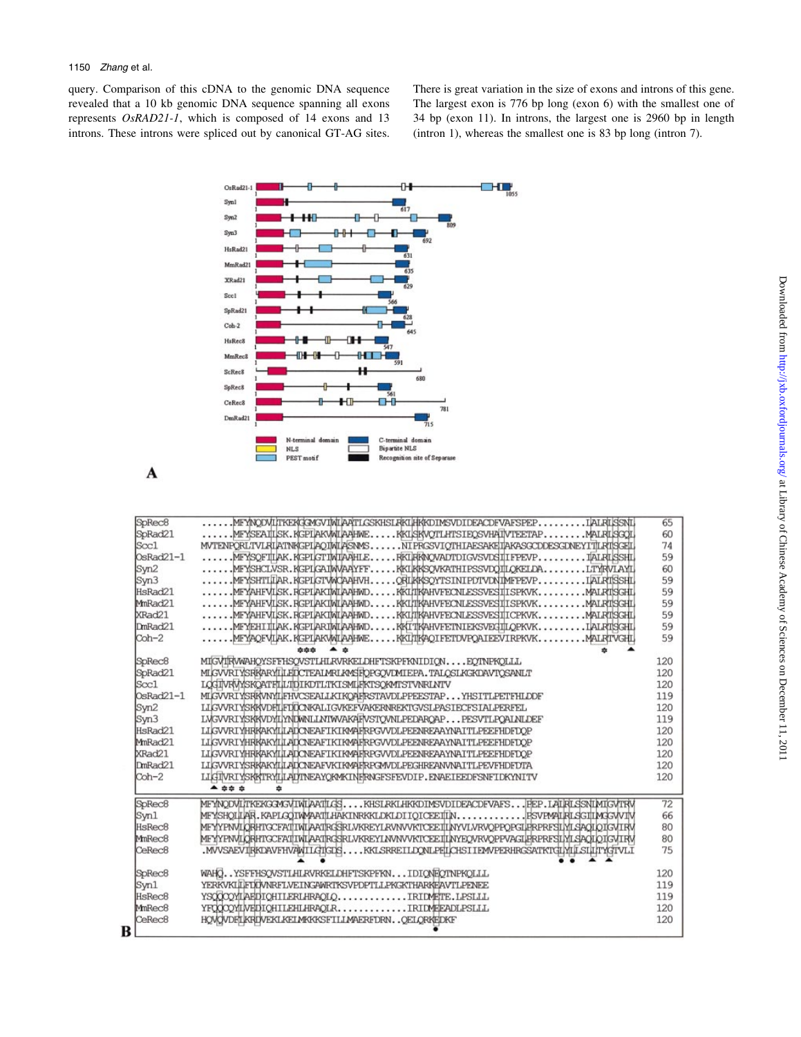query. Comparison of this cDNA to the genomic DNA sequence revealed that a 10 kb genomic DNA sequence spanning all exons represents *OsRAD21-1*, which is composed of 14 exons and 13 introns. These introns were spliced out by canonical GT-AG sites. There is great variation in the size of exons and introns of this gene. The largest exon is 776 bp long (exon 6) with the smallest one of 34 bp (exon 11). In introns, the largest one is 2960 bp in length (intron 1), whereas the smallest one is 83 bp long (intron 7).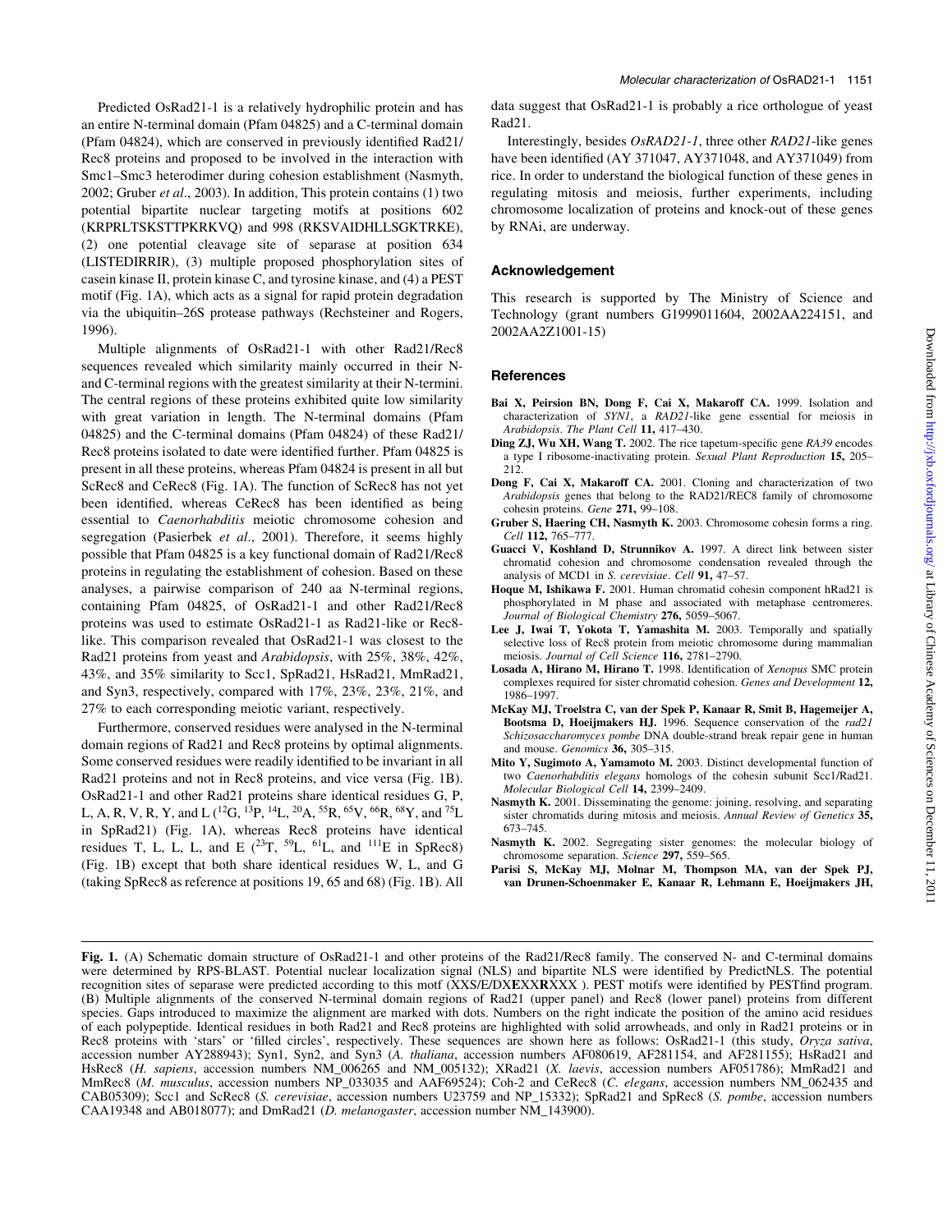Predicted OsRad21-1 is a relatively hydrophilic protein and has an entire N-terminal domain (Pfam 04825) and a C-terminal domain (Pfam 04824), which are conserved in previously identified Rad21/Rec8 proteins and proposed to be involved in the interaction with Smc1–Smc3 heterodimer during cohesion establishment (Nasmyth, 2002; Gruber *et al*., 2003). In addition, This protein contains (1) two potential bipartite nuclear targeting motifs at positions 602 (KRPRLTSKSTTPKRKVQ) and 998 (RKSVAIDHLLSGKTRKE), (2) one potential cleavage site of separase at position 634 (LISTEDIRRIR), (3) multiple proposed phosphorylation sites of casein kinase II, protein kinase C, and tyrosine kinase, and (4) a PEST motif (Fig. 1A), which acts as a signal for rapid protein degradation via the ubiquitin–26S protease pathways (Rechsteiner and Rogers, 1996).

Multiple alignments of OsRad21-1 with other Rad21/Rec8 sequences revealed which similarity mainly occurred in their N- and C-terminal regions with the greatest similarity at their N-termini. The central regions of these proteins exhibited quite low similarity with great variation in length. The N-terminal domains (Pfam 04825) and the C-terminal domains (Pfam 04824) of these Rad21/Rec8 proteins isolated to date were identified further. Pfam 04825 is present in all these proteins, whereas Pfam 04824 is present in all but ScRec8 and CeRec8 (Fig. 1A). The function of ScRec8 has not yet been identified, whereas CeRec8 has been identified as being essential to *Caenorhabditis* meiotic chromosome cohesion and segregation (Pasierbek *et al*., 2001). Therefore, it seems highly possible that Pfam 04825 is a key functional domain of Rad21/Rec8 proteins in regulating the establishment of cohesion. Based on these analyses, a pairwise comparison of 240 aa N-terminal regions, containing Pfam 04825, of OsRad21-1 and other Rad21/Rec8 proteins was used to estimate OsRad21-1 as Rad21-like or Rec8-like. This comparison revealed that OsRad21-1 was closest to the Rad21 proteins from yeast and *Arabidopsis*, with 25%, 38%, 42%, 43%, and 35% similarity to Scc1, SpRad21, HsRad21, MmRad21, and Syn3, respectively, compared with 17%, 23%, 23%, 21%, and 27% to each corresponding meiotic variant, respectively.

Furthermore, conserved residues were analysed in the N-terminal domain regions of Rad21 and Rec8 proteins by optimal alignments. Some conserved residues were readily identified to be invariant in all Rad21 proteins and not in Rec8 proteins, and vice versa (Fig. 1B). OsRad21-1 and other Rad21 proteins share identical residues G, P, L, A, R, V, R, Y, and L ([12]G, [13]P, [14]L, [20]A, [55]R, [65]V, [66]R, [68]Y, and [75]L in SpRad21) (Fig. 1A), whereas Rec8 proteins have identical residues T, L, L, L, and E ([23]T, [59]L, [61]L, and [111]E in SpRec8) (Fig. 1B) except that both share identical residues W, L, and G (taking SpRec8 as reference at positions 19, 65 and 68) (Fig. 1B). All data suggest that OsRad21-1 is probably a rice orthologue of yeast Rad21.

Interestingly, besides *OsRAD21-1*, three other *RAD21*-like genes have been identified (AY 371047, AY371048, and AY371049) from rice. In order to understand the biological function of these genes in regulating mitosis and meiosis, further experiments, including chromosome localization of proteins and knock-out of these genes by RNAi, are underway.

## Acknowledgement

This research is supported by The Ministry of Science and Technology (grant numbers G1999011604, 2002AA224151, and 2002AA2Z1001-15)

## References

**Bai X, Peirsion BN, Dong F, Cai X, Makaroff CA.** 1999. Isolation and characterization of *SYN1*, a *RAD21*-like gene essential for meiosis in *Arabidopsis*. *The Plant Cell* **11,** 417–430.

**Ding ZJ, Wu XH, Wang T.** 2002. The rice tapetum-specific gene *RA39* encodes a type I ribosome-inactivating protein. *Sexual Plant Reproduction* **15,** 205–212.

**Dong F, Cai X, Makaroff CA.** 2001. Cloning and characterization of two *Arabidopsis* genes that belong to the RAD21/REC8 family of chromosome cohesin proteins. *Gene* **271,** 99–108.

**Gruber S, Haering CH, Nasmyth K.** 2003. Chromosome cohesin forms a ring. *Cell* **112,** 765–777.

**Guacci V, Koshland D, Strunnikov A.** 1997. A direct link between sister chromatid cohesion and chromosome condensation revealed through the analysis of MCD1 in *S. cerevisiae*. *Cell* **91,** 47–57.

**Hoque M, Ishikawa F.** 2001. Human chromatid cohesin component hRad21 is phosphorylated in M phase and associated with metaphase centromeres. *Journal of Biological Chemistry* **276,** 5059–5067.

**Lee J, Iwai T, Yokota T, Yamashita M.** 2003. Temporally and spatially selective loss of Rec8 protein from meiotic chromosome during mammalian meiosis. *Journal of Cell Science* **116,** 2781–2790.

**Losada A, Hirano M, Hirano T.** 1998. Identification of *Xenopus* SMC protein complexes required for sister chromatid cohesion. *Genes and Development* **12,** 1986–1997.

**McKay MJ, Troelstra C, van der Spek P, Kanaar R, Smit B, Hagemeijer A, Bootsma D, Hoeijmakers HJ.** 1996. Sequence conservation of the *rad21 Schizosaccharomyces pombe* DNA double-strand break repair gene in human and mouse. *Genomics* **36,** 305–315.

**Mito Y, Sugimoto A, Yamamoto M.** 2003. Distinct developmental function of two *Caenorhabditis elegans* homologs of the cohesin subunit Scc1/Rad21. *Molecular Biological Cell* **14,** 2399–2409.

**Nasmyth K.** 2001. Disseminating the genome: joining, resolving, and separating sister chromatids during mitosis and meiosis. *Annual Review of Genetics* **35,** 673–745.

**Nasmyth K.** 2002. Segregating sister genomes: the molecular biology of chromosome separation. *Science* **297,** 559–565.

**Parisi S, McKay MJ, Molnar M, Thompson MA, van der Spek PJ, van Drunen-Schoenmaker E, Kanaar R, Lehmann E, Hoeijmakers JH,**

**Fig. 1.** (A) Schematic domain structure of OsRad21-1 and other proteins of the Rad21/Rec8 family. The conserved N- and C-terminal domains were determined by RPS-BLAST. Potential nuclear localization signal (NLS) and bipartite NLS were identified by PredictNLS. The potential recognition sites of separase were predicted according to this motf (XXS/E/DX**E**XX**R**XXX ). PEST motifs were identified by PESTfind program. (B) Multiple alignments of the conserved N-terminal domain regions of Rad21 (upper panel) and Rec8 (lower panel) proteins from different species. Gaps introduced to maximize the alignment are marked with dots. Numbers on the right indicate the position of the amino acid residues of each polypeptide. Identical residues in both Rad21 and Rec8 proteins are highlighted with solid arrowheads, and only in Rad21 proteins or in Rec8 proteins with 'stars' or 'filled circles', respectively. These sequences are shown here as follows: OsRad21-1 (this study, *Oryza sativa*, accession number AY288943); Syn1, Syn2, and Syn3 (*A. thaliana*, accession numbers AF080619, AF281154, and AF281155); HsRad21 and HsRec8 (*H. sapiens*, accession numbers NM_006265 and NM_005132); XRad21 (*X. laevis*, accession numbers AF051786); MmRad21 and MmRec8 (*M. musculus*, accession numbers NP_033035 and AAF69524); Coh-2 and CeRec8 (*C. elegans*, accession numbers NM_062435 and CAB05309); Scc1 and ScRec8 (*S. cerevisiae*, accession numbers U23759 and NP_15332); SpRad21 and SpRec8 (*S. pombe*, accession numbers CAA19348 and AB018077); and DmRad21 (*D. melanogaster*, accession number NM_143900).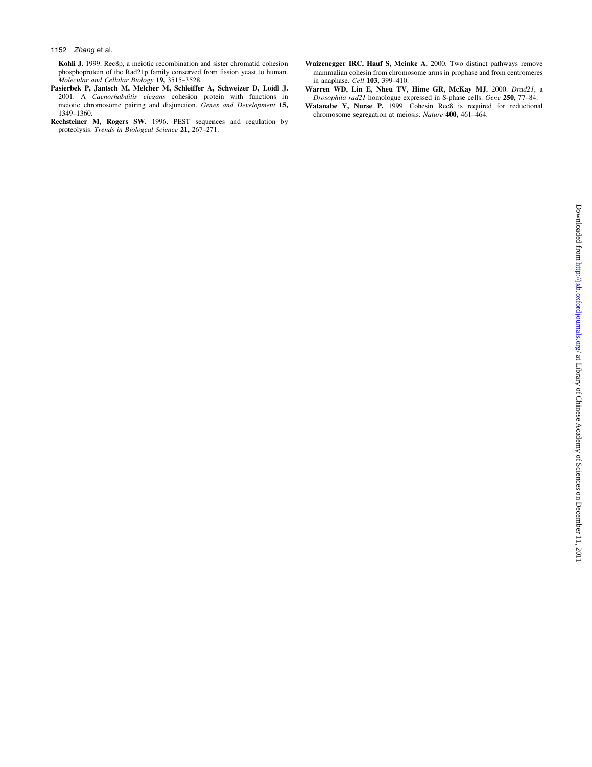**Kohli J.** 1999. Rec8p, a meiotic recombination and sister chromatid cohesion phosphoprotein of the Rad21p family conserved from fission yeast to human. *Molecular and Cellular Biology* **19,** 3515–3528.

**Pasierbek P, Jantsch M, Melcher M, Schleiffer A, Schweizer D, Loidl J.** 2001. A *Caenorhabditis elegans* cohesion protein with functions in meiotic chromosome pairing and disjunction. *Genes and Development* **15,** 1349–1360.

**Rechsteiner M, Rogers SW.** 1996. PEST sequences and regulation by proteolysis. *Trends in Biologcal Science* **21,** 267–271.

**Waizenegger IRC, Hauf S, Meinke A.** 2000. Two distinct pathways remove mammalian cohesin from chromosome arms in prophase and from centromeres in anaphase. *Cell* **103,** 399–410.

**Warren WD, Lin E, Nheu TV, Hime GR, McKay MJ.** 2000. *Drad21*, a *Drosophila rad21* homologue expressed in S-phase cells. *Gene* **250,** 77–84.

**Watanabe Y, Nurse P.** 1999. Cohesin Rec8 is required for reductional chromosome segregation at meiosis. *Nature* **400,** 461–464.